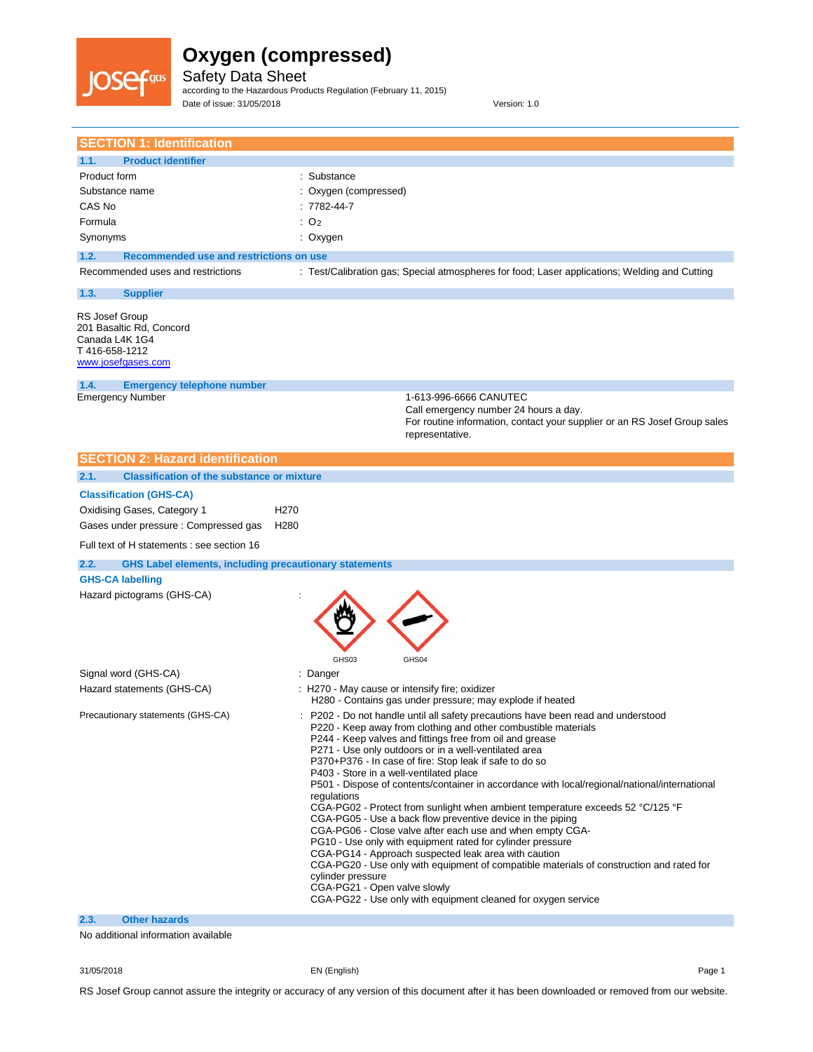# Oxygen (compressed)

Safety Data Sheet

according to the Hazardous Products Regulation (February 11, 2015)

Date of issue: 31/05/2018 Version: 1.0

## SECTION 1: Identification

### 1.1. Product identifier

| | |
|---|---|
| Product form | : Substance |
| Substance name | : Oxygen (compressed) |
| CAS No | : 7782-44-7 |
| Formula | : $O_2$ |
| Synonyms | : Oxygen |

### 1.2. Recommended use and restrictions on use

| | |
|---|---|
| Recommended uses and restrictions | : Test/Calibration gas; Special atmospheres for food; Laser applications; Welding and Cutting |

### 1.3. Supplier

RS Josef Group
201 Basaltic Rd, Concord
Canada L4K 1G4
T 416-658-1212
www.josefgases.com

### 1.4. Emergency telephone number

| | |
|---|---|
| Emergency Number | 1-613-996-6666 CANUTEC<br>Call emergency number 24 hours a day.<br>For routine information, contact your supplier or an RS Josef Group sales representative. |

## SECTION 2: Hazard identification

### 2.1. Classification of the substance or mixture

**Classification (GHS-CA)**

| | |
|---|---|
| Oxidising Gases, Category 1 | H270 |
| Gases under pressure : Compressed gas | H280 |

Full text of H statements : see section 16

### 2.2. GHS Label elements, including precautionary statements

**GHS-CA labelling**

Hazard pictograms (GHS-CA) :

GHS03 GHS04

Signal word (GHS-CA) : Danger

Hazard statements (GHS-CA) :
- H270 - May cause or intensify fire; oxidizer
- H280 - Contains gas under pressure; may explode if heated

Precautionary statements (GHS-CA) :
- P202 - Do not handle until all safety precautions have been read and understood
- P220 - Keep away from clothing and other combustible materials
- P244 - Keep valves and fittings free from oil and grease
- P271 - Use only outdoors or in a well-ventilated area
- P370+P376 - In case of fire: Stop leak if safe to do so
- P403 - Store in a well-ventilated place
- P501 - Dispose of contents/container in accordance with local/regional/national/international regulations
- CGA-PG02 - Protect from sunlight when ambient temperature exceeds 52 °C/125 °F
- CGA-PG05 - Use a back flow preventive device in the piping
- CGA-PG06 - Close valve after each use and when empty CGA-PG10 - Use only with equipment rated for cylinder pressure
- CGA-PG14 - Approach suspected leak area with caution
- CGA-PG20 - Use only with equipment of compatible materials of construction and rated for cylinder pressure
- CGA-PG21 - Open valve slowly
- CGA-PG22 - Use only with equipment cleaned for oxygen service

### 2.3. Other hazards

No additional information available

RS Josef Group cannot assure the integrity or accuracy of any version of this document after it has been downloaded or removed from our website.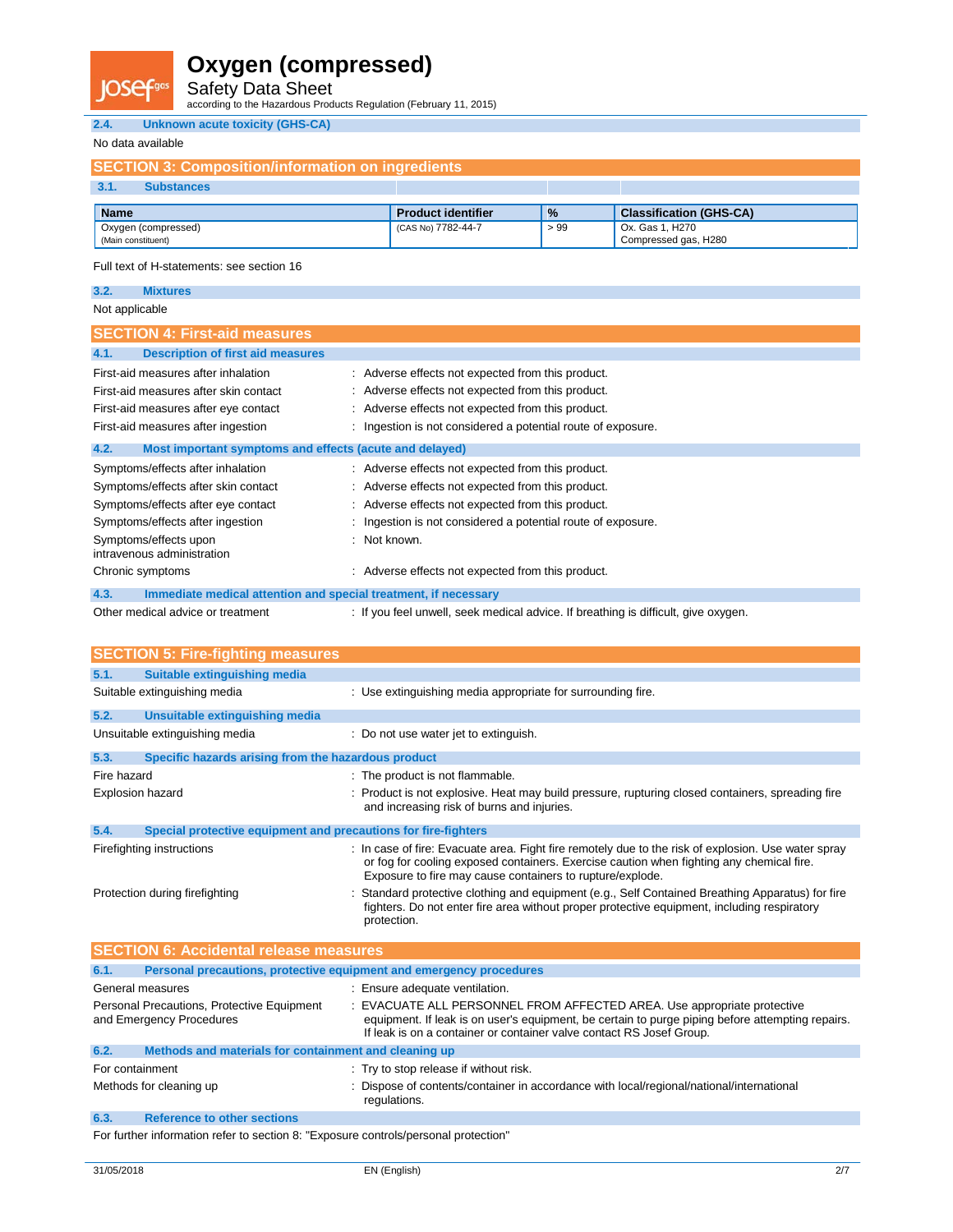### 2.4. Unknown acute toxicity (GHS-CA)

No data available

## SECTION 3: Composition/information on ingredients

### 3.1. Substances

| Name | Product identifier | % | Classification (GHS-CA) |
|---|---|---|---|
| Oxygen (compressed) (Main constituent) | (CAS No) 7782-44-7 | > 99 | Ox. Gas 1, H270 Compressed gas, H280 |

Full text of H-statements: see section 16

### 3.2. Mixtures

Not applicable

## SECTION 4: First-aid measures

### 4.1. Description of first aid measures

First-aid measures after inhalation : Adverse effects not expected from this product.

First-aid measures after skin contact : Adverse effects not expected from this product.

First-aid measures after eye contact : Adverse effects not expected from this product.

First-aid measures after ingestion : Ingestion is not considered a potential route of exposure.

### 4.2. Most important symptoms and effects (acute and delayed)

Symptoms/effects after inhalation : Adverse effects not expected from this product.

Symptoms/effects after skin contact : Adverse effects not expected from this product.

Symptoms/effects after eye contact : Adverse effects not expected from this product.

Symptoms/effects after ingestion : Ingestion is not considered a potential route of exposure.

Symptoms/effects upon intravenous administration : Not known.

Chronic symptoms : Adverse effects not expected from this product.

### 4.3. Immediate medical attention and special treatment, if necessary

Other medical advice or treatment : If you feel unwell, seek medical advice. If breathing is difficult, give oxygen.

## SECTION 5: Fire-fighting measures

### 5.1. Suitable extinguishing media

Suitable extinguishing media : Use extinguishing media appropriate for surrounding fire.

### 5.2. Unsuitable extinguishing media

Unsuitable extinguishing media : Do not use water jet to extinguish.

### 5.3. Specific hazards arising from the hazardous product

Fire hazard : The product is not flammable.

Explosion hazard : Product is not explosive. Heat may build pressure, rupturing closed containers, spreading fire and increasing risk of burns and injuries.

### 5.4. Special protective equipment and precautions for fire-fighters

Firefighting instructions : In case of fire: Evacuate area. Fight fire remotely due to the risk of explosion. Use water spray or fog for cooling exposed containers. Exercise caution when fighting any chemical fire. Exposure to fire may cause containers to rupture/explode.

Protection during firefighting : Standard protective clothing and equipment (e.g., Self Contained Breathing Apparatus) for fire fighters. Do not enter fire area without proper protective equipment, including respiratory protection.

## SECTION 6: Accidental release measures

### 6.1. Personal precautions, protective equipment and emergency procedures

General measures : Ensure adequate ventilation.

Personal Precautions, Protective Equipment and Emergency Procedures : EVACUATE ALL PERSONNEL FROM AFFECTED AREA. Use appropriate protective equipment. If leak is on user's equipment, be certain to purge piping before attempting repairs. If leak is on a container or container valve contact RS Josef Group.

### 6.2. Methods and materials for containment and cleaning up

For containment : Try to stop release if without risk.

Methods for cleaning up : Dispose of contents/container in accordance with local/regional/national/international regulations.

### 6.3. Reference to other sections

For further information refer to section 8: "Exposure controls/personal protection"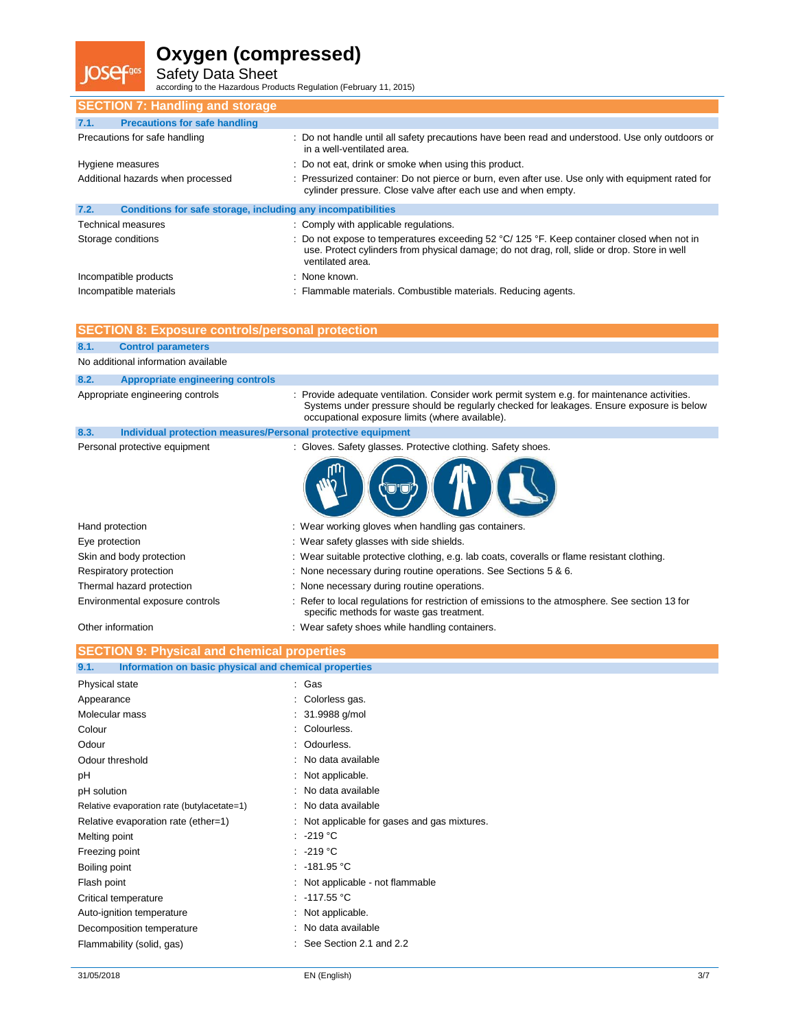## SECTION 7: Handling and storage

### 7.1. Precautions for safe handling

| | |
|---|---|
| Precautions for safe handling | : Do not handle until all safety precautions have been read and understood. Use only outdoors or in a well-ventilated area. |
| Hygiene measures | : Do not eat, drink or smoke when using this product. |
| Additional hazards when processed | : Pressurized container: Do not pierce or burn, even after use. Use only with equipment rated for cylinder pressure. Close valve after each use and when empty. |

### 7.2. Conditions for safe storage, including any incompatibilities

| | |
|---|---|
| Technical measures | : Comply with applicable regulations. |
| Storage conditions | : Do not expose to temperatures exceeding 52 °C/ 125 °F. Keep container closed when not in use. Protect cylinders from physical damage; do not drag, roll, slide or drop. Store in well ventilated area. |
| Incompatible products | : None known. |
| Incompatible materials | : Flammable materials. Combustible materials. Reducing agents. |

## SECTION 8: Exposure controls/personal protection

### 8.1. Control parameters

No additional information available

### 8.2. Appropriate engineering controls

| | |
|---|---|
| Appropriate engineering controls | : Provide adequate ventilation. Consider work permit system e.g. for maintenance activities. Systems under pressure should be regularly checked for leakages. Ensure exposure is below occupational exposure limits (where available). |

### 8.3. Individual protection measures/Personal protective equipment

| | |
|---|---|
| Personal protective equipment | : Gloves. Safety glasses. Protective clothing. Safety shoes. |
| Hand protection | : Wear working gloves when handling gas containers. |
| Eye protection | : Wear safety glasses with side shields. |
| Skin and body protection | : Wear suitable protective clothing, e.g. lab coats, coveralls or flame resistant clothing. |
| Respiratory protection | : None necessary during routine operations. See Sections 5 & 6. |
| Thermal hazard protection | : None necessary during routine operations. |
| Environmental exposure controls | : Refer to local regulations for restriction of emissions to the atmosphere. See section 13 for specific methods for waste gas treatment. |
| Other information | : Wear safety shoes while handling containers. |

## SECTION 9: Physical and chemical properties

### 9.1. Information on basic physical and chemical properties

| | |
|---|---|
| Physical state | : Gas |
| Appearance | : Colorless gas. |
| Molecular mass | : 31.9988 g/mol |
| Colour | : Colourless. |
| Odour | : Odourless. |
| Odour threshold | : No data available |
| pH | : Not applicable. |
| pH solution | : No data available |
| Relative evaporation rate (butylacetate=1) | : No data available |
| Relative evaporation rate (ether=1) | : Not applicable for gases and gas mixtures. |
| Melting point | : -219 °C |
| Freezing point | : -219 °C |
| Boiling point | : -181.95 °C |
| Flash point | : Not applicable - not flammable |
| Critical temperature | : -117.55 °C |
| Auto-ignition temperature | : Not applicable. |
| Decomposition temperature | : No data available |
| Flammability (solid, gas) | : See Section 2.1 and 2.2 |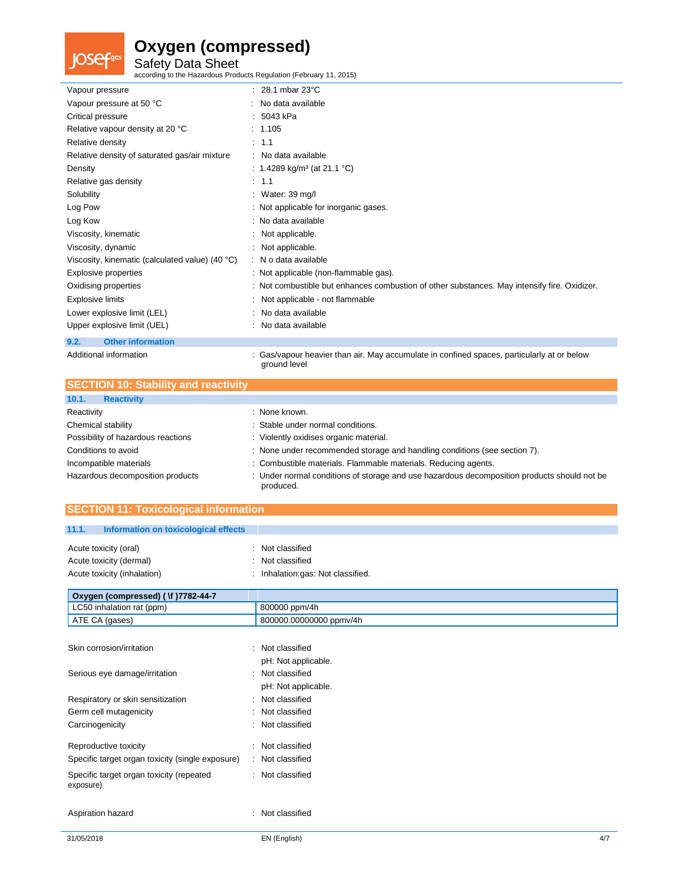| | |
|---|---|
| Vapour pressure | : 28.1 mbar 23°C |
| Vapour pressure at 50 °C | : No data available |
| Critical pressure | : 5043 kPa |
| Relative vapour density at 20 °C | : 1.105 |
| Relative density | : 1.1 |
| Relative density of saturated gas/air mixture | : No data available |
| Density | : 1.4289 kg/m³ (at 21.1 °C) |
| Relative gas density | : 1.1 |
| Solubility | : Water: 39 mg/l |
| Log Pow | : Not applicable for inorganic gases. |
| Log Kow | : No data available |
| Viscosity, kinematic | : Not applicable. |
| Viscosity, dynamic | : Not applicable. |
| Viscosity, kinematic (calculated value) (40 °C) | : N o data available |
| Explosive properties | : Not applicable (non-flammable gas). |
| Oxidising properties | : Not combustible but enhances combustion of other substances. May intensify fire. Oxidizer. |
| Explosive limits | : Not applicable - not flammable |
| Lower explosive limit (LEL) | : No data available |
| Upper explosive limit (UEL) | : No data available |

### 9.2. Other information

| | |
|---|---|
| Additional information | : Gas/vapour heavier than air. May accumulate in confined spaces, particularly at or below ground level |

## SECTION 10: Stability and reactivity

### 10.1. Reactivity

| | |
|---|---|
| Reactivity | : None known. |
| Chemical stability | : Stable under normal conditions. |
| Possibility of hazardous reactions | : Violently oxidises organic material. |
| Conditions to avoid | : None under recommended storage and handling conditions (see section 7). |
| Incompatible materials | : Combustible materials. Flammable materials. Reducing agents. |
| Hazardous decomposition products | : Under normal conditions of storage and use hazardous decomposition products should not be produced. |

## SECTION 11: Toxicological information

### 11.1. Information on toxicological effects

| | |
|---|---|
| Acute toxicity (oral) | : Not classified |
| Acute toxicity (dermal) | : Not classified |
| Acute toxicity (inhalation) | : Inhalation:gas: Not classified. |

| Oxygen (compressed) ( \f )7782-44-7 | |
|---|---|
| LC50 inhalation rat (ppm) | 800000 ppm/4h |
| ATE CA (gases) | 800000.00000000 ppmv/4h |

| | |
|---|---|
| Skin corrosion/irritation | : Not classified<br>pH: Not applicable. |
| Serious eye damage/irritation | : Not classified<br>pH: Not applicable. |
| Respiratory or skin sensitization | : Not classified |
| Germ cell mutagenicity | : Not classified |
| Carcinogenicity | : Not classified |
| Reproductive toxicity | : Not classified |
| Specific target organ toxicity (single exposure) | : Not classified |
| Specific target organ toxicity (repeated exposure) | : Not classified |
| Aspiration hazard | : Not classified |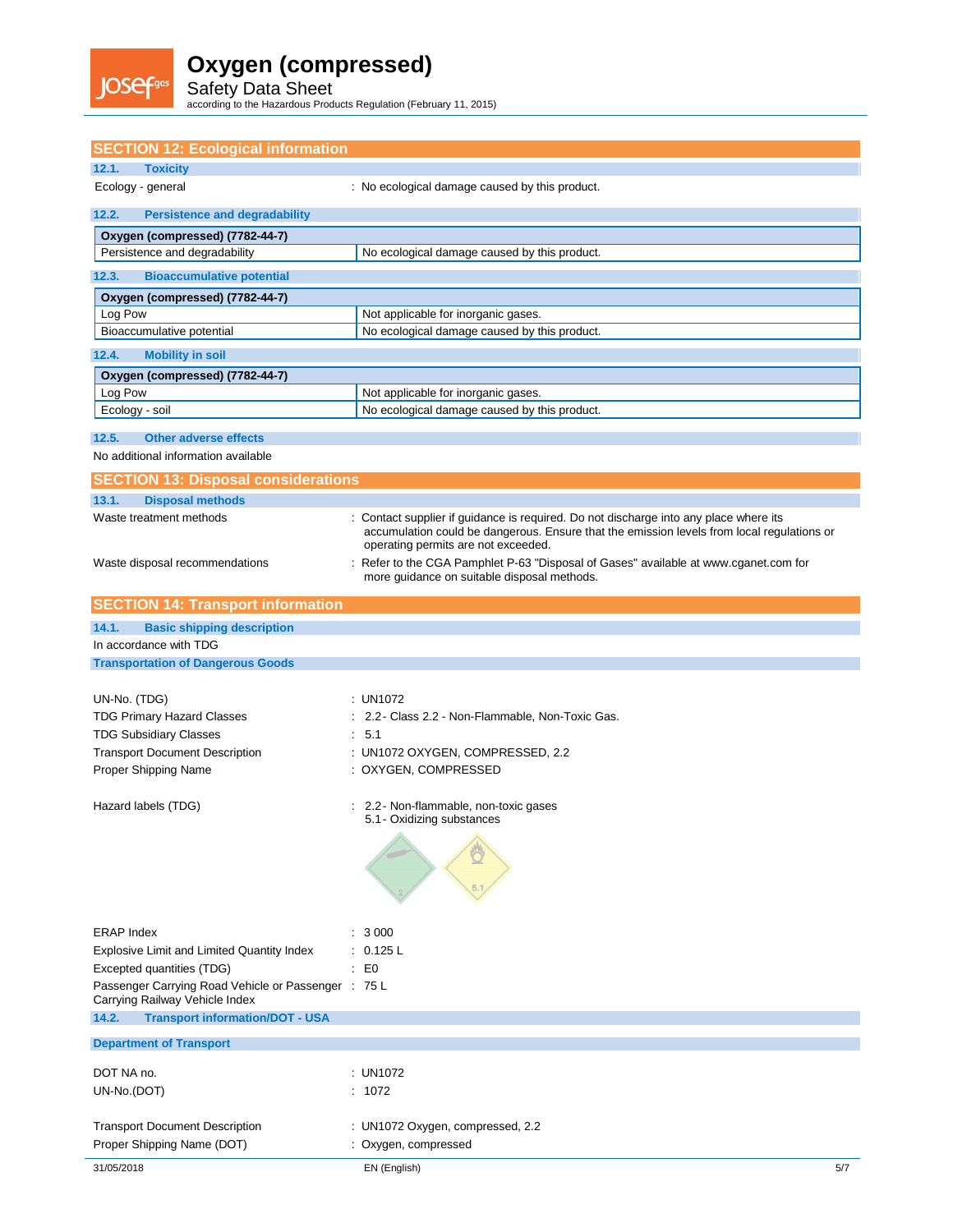## SECTION 12: Ecological information

### 12.1. Toxicity

Ecology - general : No ecological damage caused by this product.

### 12.2. Persistence and degradability

| Oxygen (compressed) (7782-44-7) | |
|---|---|
| Persistence and degradability | No ecological damage caused by this product. |

### 12.3. Bioaccumulative potential

| Oxygen (compressed) (7782-44-7) | |
|---|---|
| Log Pow | Not applicable for inorganic gases. |
| Bioaccumulative potential | No ecological damage caused by this product. |

### 12.4. Mobility in soil

| Oxygen (compressed) (7782-44-7) | |
|---|---|
| Log Pow | Not applicable for inorganic gases. |
| Ecology - soil | No ecological damage caused by this product. |

### 12.5. Other adverse effects

No additional information available

## SECTION 13: Disposal considerations

### 13.1. Disposal methods

Waste treatment methods : Contact supplier if guidance is required. Do not discharge into any place where its accumulation could be dangerous. Ensure that the emission levels from local regulations or operating permits are not exceeded.

Waste disposal recommendations : Refer to the CGA Pamphlet P-63 "Disposal of Gases" available at www.cganet.com for more guidance on suitable disposal methods.

## SECTION 14: Transport information

### 14.1. Basic shipping description

In accordance with TDG

**Transportation of Dangerous Goods**

UN-No. (TDG) : UN1072

TDG Primary Hazard Classes : 2.2 - Class 2.2 - Non-Flammable, Non-Toxic Gas.

TDG Subsidiary Classes : 5.1

Transport Document Description : UN1072 OXYGEN, COMPRESSED, 2.2

Proper Shipping Name : OXYGEN, COMPRESSED

Hazard labels (TDG) : 2.2 - Non-flammable, non-toxic gases
5.1 - Oxidizing substances

ERAP Index : 3 000

Explosive Limit and Limited Quantity Index : 0.125 L

Excepted quantities (TDG) : E0

Passenger Carrying Road Vehicle or Passenger Carrying Railway Vehicle Index : 75 L

### 14.2. Transport information/DOT - USA

**Department of Transport**

DOT NA no. : UN1072

UN-No.(DOT) : 1072

Transport Document Description : UN1072 Oxygen, compressed, 2.2

Proper Shipping Name (DOT) : Oxygen, compressed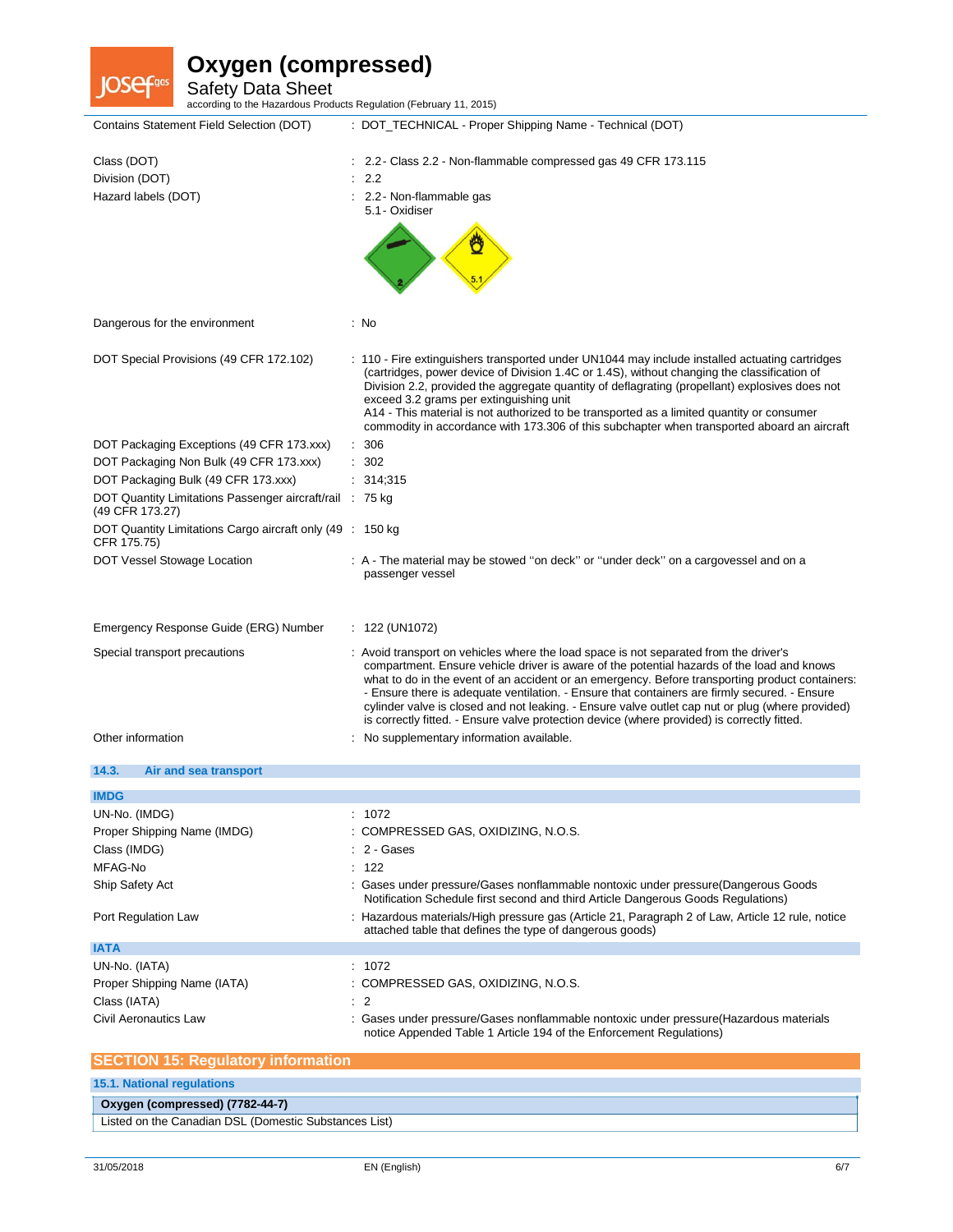| | |
|---|---|
| Contains Statement Field Selection (DOT) | : DOT_TECHNICAL - Proper Shipping Name - Technical (DOT) |
| Class (DOT) | : 2.2 - Class 2.2 - Non-flammable compressed gas 49 CFR 173.115 |
| Division (DOT) | : 2.2 |
| Hazard labels (DOT) | : 2.2 - Non-flammable gas<br>5.1 - Oxidiser |
| Dangerous for the environment | : No |
| DOT Special Provisions (49 CFR 172.102) | : 110 - Fire extinguishers transported under UN1044 may include installed actuating cartridges (cartridges, power device of Division 1.4C or 1.4S), without changing the classification of Division 2.2, provided the aggregate quantity of deflagrating (propellant) explosives does not exceed 3.2 grams per extinguishing unit<br>A14 - This material is not authorized to be transported as a limited quantity or consumer commodity in accordance with 173.306 of this subchapter when transported aboard an aircraft |
| DOT Packaging Exceptions (49 CFR 173.xxx) | : 306 |
| DOT Packaging Non Bulk (49 CFR 173.xxx) | : 302 |
| DOT Packaging Bulk (49 CFR 173.xxx) | : 314;315 |
| DOT Quantity Limitations Passenger aircraft/rail (49 CFR 173.27) | : 75 kg |
| DOT Quantity Limitations Cargo aircraft only (49 CFR 175.75) | : 150 kg |
| DOT Vessel Stowage Location | : A - The material may be stowed ''on deck'' or ''under deck'' on a cargovessel and on a passenger vessel |
| Emergency Response Guide (ERG) Number | : 122 (UN1072) |
| Special transport precautions | : Avoid transport on vehicles where the load space is not separated from the driver's compartment. Ensure vehicle driver is aware of the potential hazards of the load and knows what to do in the event of an accident or an emergency. Before transporting product containers: - Ensure there is adequate ventilation. - Ensure that containers are firmly secured. - Ensure cylinder valve is closed and not leaking. - Ensure valve outlet cap nut or plug (where provided) is correctly fitted. - Ensure valve protection device (where provided) is correctly fitted. |
| Other information | : No supplementary information available. |

### 14.3. Air and sea transport

**IMDG**

| | |
|---|---|
| UN-No. (IMDG) | : 1072 |
| Proper Shipping Name (IMDG) | : COMPRESSED GAS, OXIDIZING, N.O.S. |
| Class (IMDG) | : 2 - Gases |
| MFAG-No | : 122 |
| Ship Safety Act | : Gases under pressure/Gases nonflammable nontoxic under pressure(Dangerous Goods Notification Schedule first second and third Article Dangerous Goods Regulations) |
| Port Regulation Law | : Hazardous materials/High pressure gas (Article 21, Paragraph 2 of Law, Article 12 rule, notice attached table that defines the type of dangerous goods) |

**IATA**

| | |
|---|---|
| UN-No. (IATA) | : 1072 |
| Proper Shipping Name (IATA) | : COMPRESSED GAS, OXIDIZING, N.O.S. |
| Class (IATA) | : 2 |
| Civil Aeronautics Law | : Gases under pressure/Gases nonflammable nontoxic under pressure(Hazardous materials notice Appended Table 1 Article 194 of the Enforcement Regulations) |

## SECTION 15: Regulatory information

### 15.1. National regulations

| Oxygen (compressed) (7782-44-7) |
|---|
| Listed on the Canadian DSL (Domestic Substances List) |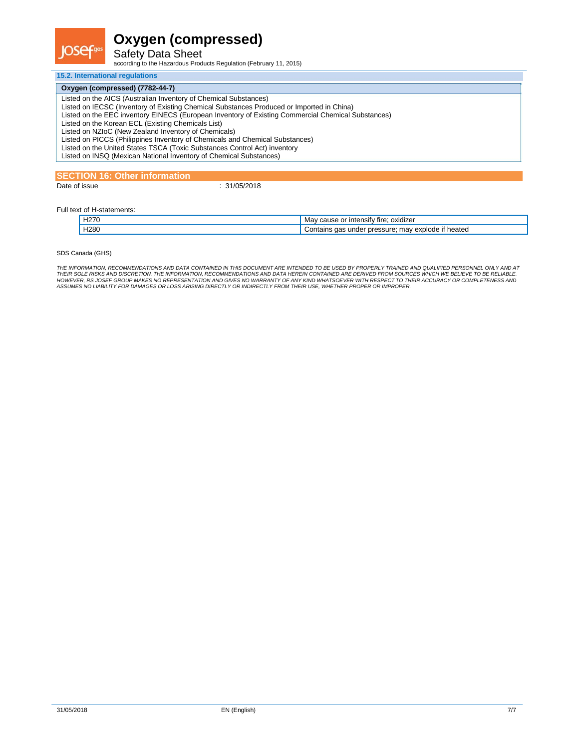### 15.2. International regulations

**Oxygen (compressed) (7782-44-7)**

Listed on the AICS (Australian Inventory of Chemical Substances)
Listed on IECSC (Inventory of Existing Chemical Substances Produced or Imported in China)
Listed on the EEC inventory EINECS (European Inventory of Existing Commercial Chemical Substances)
Listed on the Korean ECL (Existing Chemicals List)
Listed on NZIoC (New Zealand Inventory of Chemicals)
Listed on PICCS (Philippines Inventory of Chemicals and Chemical Substances)
Listed on the United States TSCA (Toxic Substances Control Act) inventory
Listed on INSQ (Mexican National Inventory of Chemical Substances)

## SECTION 16: Other information

Date of issue : 31/05/2018

Full text of H-statements:

| | |
|---|---|
| H270 | May cause or intensify fire; oxidizer |
| H280 | Contains gas under pressure; may explode if heated |

SDS Canada (GHS)

*THE INFORMATION, RECOMMENDATIONS AND DATA CONTAINED IN THIS DOCUMENT ARE INTENDED TO BE USED BY PROPERLY TRAINED AND QUALIFIED PERSONNEL ONLY AND AT THEIR SOLE RISKS AND DISCRETION. THE INFORMATION, RECOMMENDATIONS AND DATA HEREIN CONTAINED ARE DERIVED FROM SOURCES WHICH WE BELIEVE TO BE RELIABLE. HOWEVER, RS JOSEF GROUP MAKES NO REPRESENTATION AND GIVES NO WARRANTY OF ANY KIND WHATSOEVER WITH RESPECT TO THEIR ACCURACY OR COMPLETENESS AND ASSUMES NO LIABILITY FOR DAMAGES OR LOSS ARISING DIRECTLY OR INDIRECTLY FROM THEIR USE, WHETHER PROPER OR IMPROPER.*